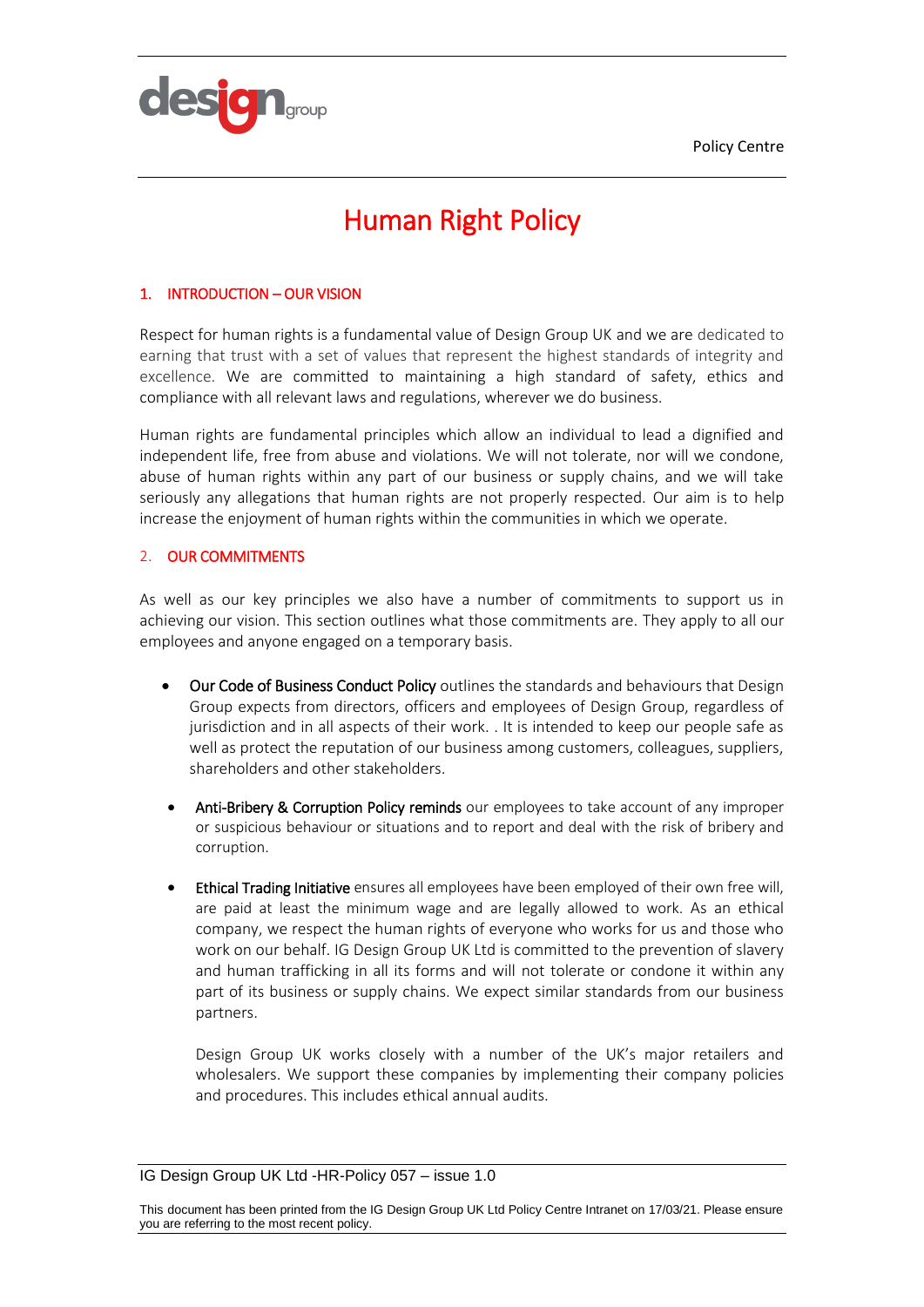# Human Right Policy

## 1. INTRODUCTION – OUR VISION

Respect for human rights is a fundamental value of Design Group UK and we are dedicated to earning that trust with a set of values that represent the highest standards of integrity and excellence. We are committed to maintaining a high standard of safety, ethics and compliance with all relevant laws and regulations, wherever we do business.

Human rights are fundamental principles which allow an individual to lead a dignified and independent life, free from abuse and violations. We will not tolerate, nor will we condone, abuse of human rights within any part of our business or supply chains, and we will take seriously any allegations that human rights are not properly respected. Our aim is to help increase the enjoyment of human rights within the communities in which we operate.

## 2. OUR COMMITMENTS

As well as our key principles we also have a number of commitments to support us in achieving our vision. This section outlines what those commitments are. They apply to all our employees and anyone engaged on a temporary basis.

- **Our Code of Business Conduct Policy** outlines the standards and behaviours that Design Group expects from directors, officers and employees of Design Group, regardless of jurisdiction and in all aspects of their work. . It is intended to keep our people safe as well as protect the reputation of our business among customers, colleagues, suppliers, shareholders and other stakeholders.

- **Anti-Bribery & Corruption Policy reminds** our employees to take account of any improper or suspicious behaviour or situations and to report and deal with the risk of bribery and corruption.

- **Ethical Trading Initiative** ensures all employees have been employed of their own free will, are paid at least the minimum wage and are legally allowed to work. As an ethical company, we respect the human rights of everyone who works for us and those who work on our behalf. IG Design Group UK Ltd is committed to the prevention of slavery and human trafficking in all its forms and will not tolerate or condone it within any part of its business or supply chains. We expect similar standards from our business partners.

  Design Group UK works closely with a number of the UK's major retailers and wholesalers. We support these companies by implementing their company policies and procedures. This includes ethical annual audits.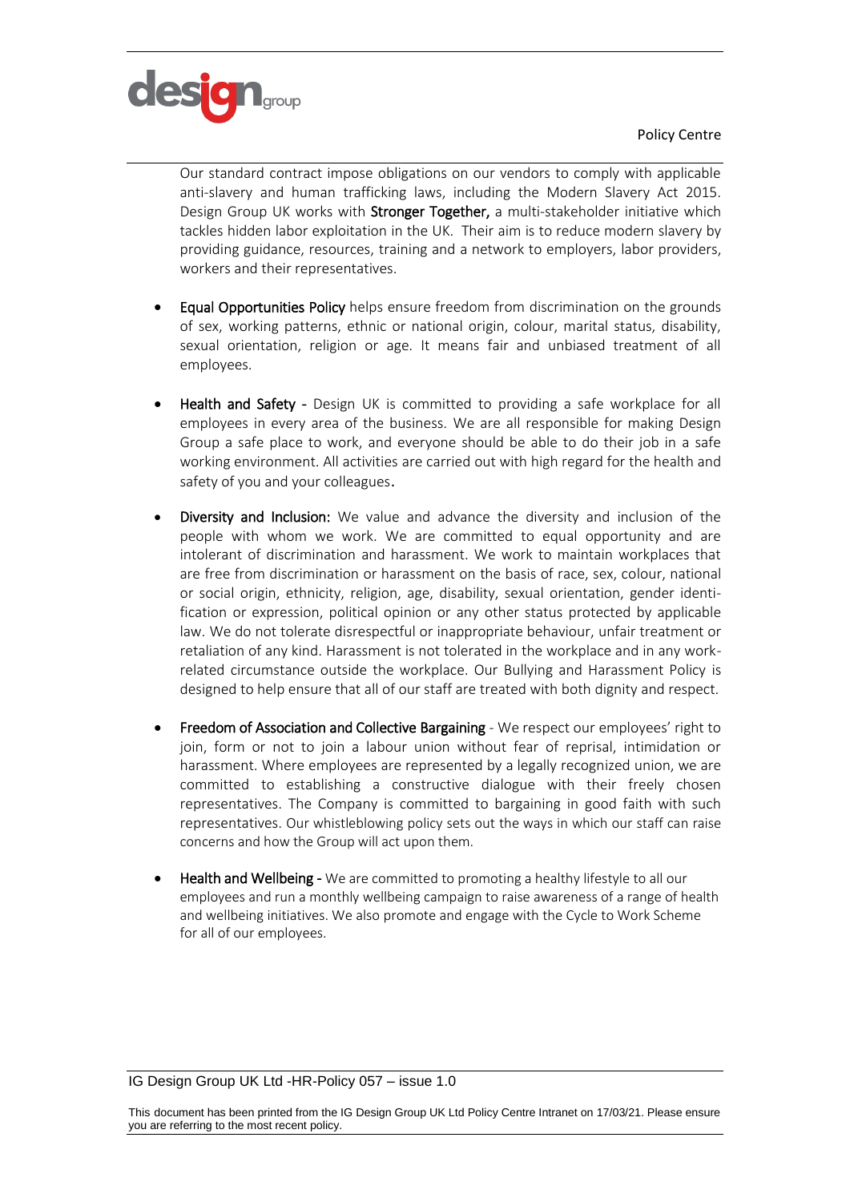Our standard contract impose obligations on our vendors to comply with applicable anti-slavery and human trafficking laws, including the Modern Slavery Act 2015. Design Group UK works with **Stronger Together,** a multi-stakeholder initiative which tackles hidden labor exploitation in the UK. Their aim is to reduce modern slavery by providing guidance, resources, training and a network to employers, labor providers, workers and their representatives.

- **Equal Opportunities Policy** helps ensure freedom from discrimination on the grounds of sex, working patterns, ethnic or national origin, colour, marital status, disability, sexual orientation, religion or age. It means fair and unbiased treatment of all employees.

- **Health and Safety -** Design UK is committed to providing a safe workplace for all employees in every area of the business. We are all responsible for making Design Group a safe place to work, and everyone should be able to do their job in a safe working environment. All activities are carried out with high regard for the health and safety of you and your colleagues.

- **Diversity and Inclusion:** We value and advance the diversity and inclusion of the people with whom we work. We are committed to equal opportunity and are intolerant of discrimination and harassment. We work to maintain workplaces that are free from discrimination or harassment on the basis of race, sex, colour, national or social origin, ethnicity, religion, age, disability, sexual orientation, gender identification or expression, political opinion or any other status protected by applicable law. We do not tolerate disrespectful or inappropriate behaviour, unfair treatment or retaliation of any kind. Harassment is not tolerated in the workplace and in any work-related circumstance outside the workplace. Our Bullying and Harassment Policy is designed to help ensure that all of our staff are treated with both dignity and respect.

- **Freedom of Association and Collective Bargaining** - We respect our employees' right to join, form or not to join a labour union without fear of reprisal, intimidation or harassment. Where employees are represented by a legally recognized union, we are committed to establishing a constructive dialogue with their freely chosen representatives. The Company is committed to bargaining in good faith with such representatives. Our whistleblowing policy sets out the ways in which our staff can raise concerns and how the Group will act upon them.

- **Health and Wellbeing -** We are committed to promoting a healthy lifestyle to all our employees and run a monthly wellbeing campaign to raise awareness of a range of health and wellbeing initiatives. We also promote and engage with the Cycle to Work Scheme for all of our employees.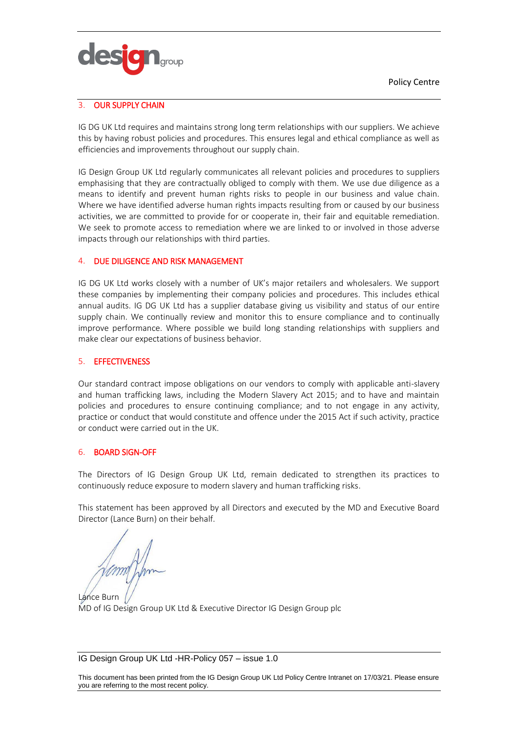## 3. OUR SUPPLY CHAIN

IG DG UK Ltd requires and maintains strong long term relationships with our suppliers. We achieve this by having robust policies and procedures. This ensures legal and ethical compliance as well as efficiencies and improvements throughout our supply chain.

IG Design Group UK Ltd regularly communicates all relevant policies and procedures to suppliers emphasising that they are contractually obliged to comply with them. We use due diligence as a means to identify and prevent human rights risks to people in our business and value chain. Where we have identified adverse human rights impacts resulting from or caused by our business activities, we are committed to provide for or cooperate in, their fair and equitable remediation. We seek to promote access to remediation where we are linked to or involved in those adverse impacts through our relationships with third parties.

## 4. DUE DILIGENCE AND RISK MANAGEMENT

IG DG UK Ltd works closely with a number of UK's major retailers and wholesalers. We support these companies by implementing their company policies and procedures. This includes ethical annual audits. IG DG UK Ltd has a supplier database giving us visibility and status of our entire supply chain. We continually review and monitor this to ensure compliance and to continually improve performance. Where possible we build long standing relationships with suppliers and make clear our expectations of business behavior.

## 5. EFFECTIVENESS

Our standard contract impose obligations on our vendors to comply with applicable anti-slavery and human trafficking laws, including the Modern Slavery Act 2015; and to have and maintain policies and procedures to ensure continuing compliance; and to not engage in any activity, practice or conduct that would constitute and offence under the 2015 Act if such activity, practice or conduct were carried out in the UK.

## 6. BOARD SIGN-OFF

The Directors of IG Design Group UK Ltd, remain dedicated to strengthen its practices to continuously reduce exposure to modern slavery and human trafficking risks.

This statement has been approved by all Directors and executed by the MD and Executive Board Director (Lance Burn) on their behalf.

Lance Burn
MD of IG Design Group UK Ltd & Executive Director IG Design Group plc